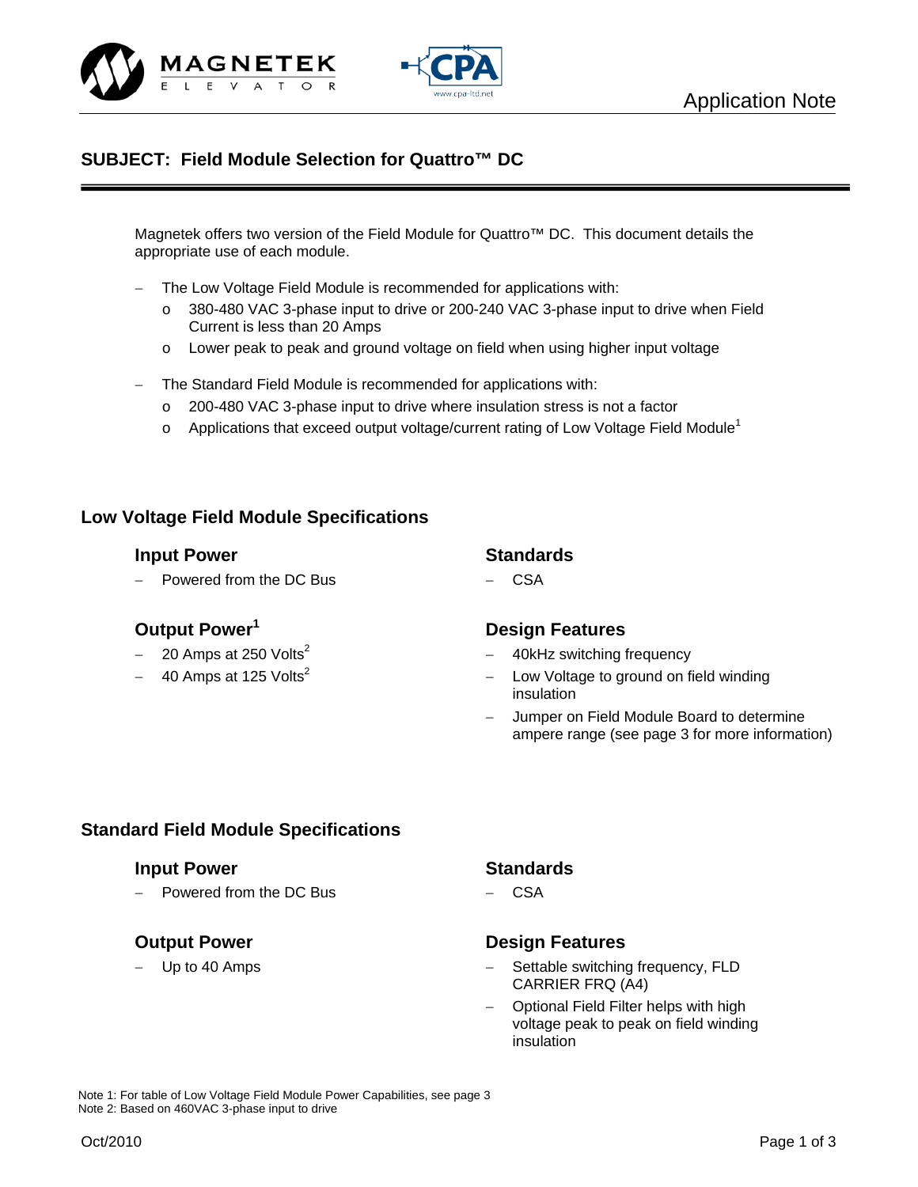Application Note

# SUBJECT: Field Module Selection for Quattro™ DC

Magnetek offers two version of the Field Module for Quattro™ DC. This document details the appropriate use of each module.

- The Low Voltage Field Module is recommended for applications with:
  - 380-480 VAC 3-phase input to drive or 200-240 VAC 3-phase input to drive when Field Current is less than 20 Amps
  - Lower peak to peak and ground voltage on field when using higher input voltage
- The Standard Field Module is recommended for applications with:
  - 200-480 VAC 3-phase input to drive where insulation stress is not a factor
  - Applications that exceed output voltage/current rating of Low Voltage Field Module[1]

## Low Voltage Field Module Specifications

### Input Power

- Powered from the DC Bus

### Output Power[1]

- 20 Amps at 250 Volts[2]
- 40 Amps at 125 Volts[2]

### Standards

- CSA

### Design Features

- 40kHz switching frequency
- Low Voltage to ground on field winding insulation
- Jumper on Field Module Board to determine ampere range (see page 3 for more information)

## Standard Field Module Specifications

### Input Power

- Powered from the DC Bus

### Output Power

- Up to 40 Amps

### Standards

- CSA

### Design Features

- Settable switching frequency, FLD CARRIER FRQ (A4)
- Optional Field Filter helps with high voltage peak to peak on field winding insulation

Note 1: For table of Low Voltage Field Module Power Capabilities, see page 3
Note 2: Based on 460VAC 3-phase input to drive

Oct/2010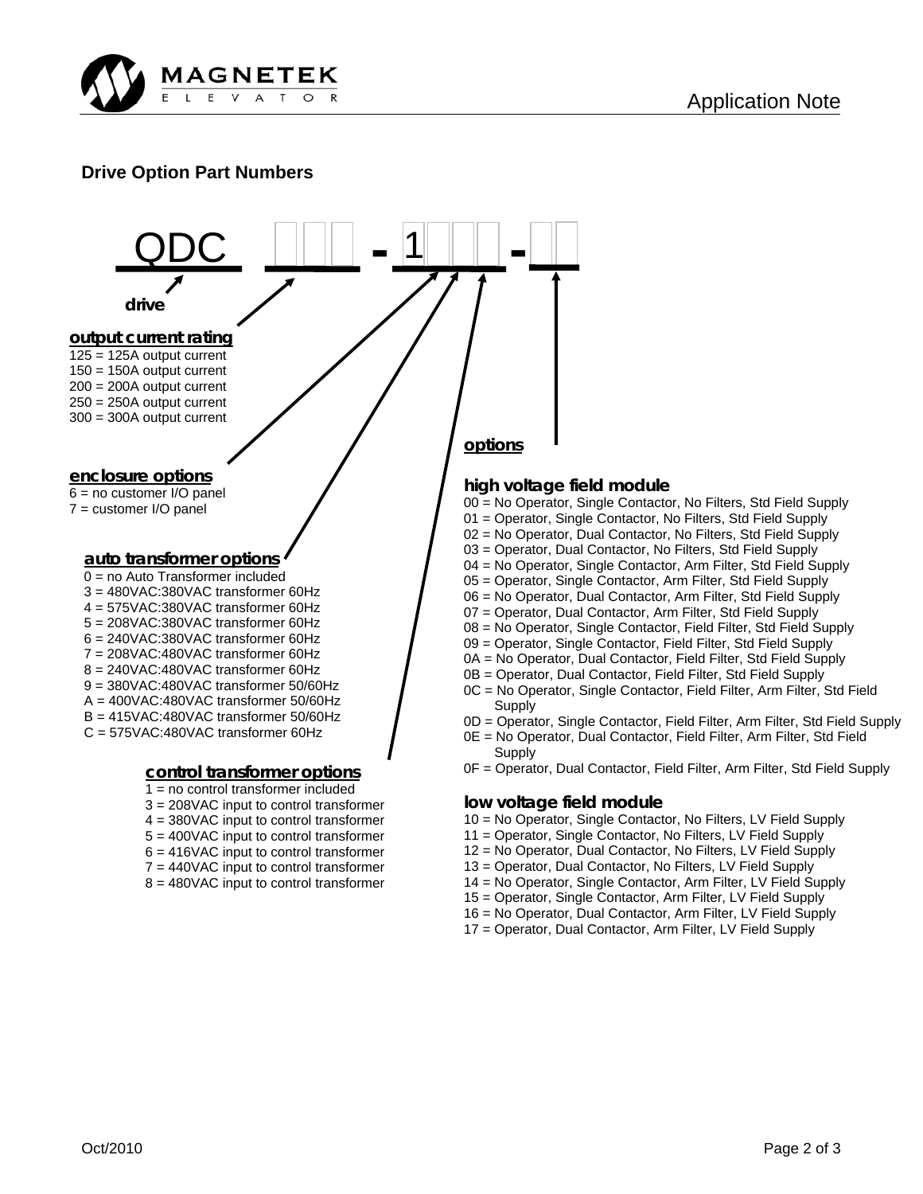## Drive Option Part Numbers

QDC ☐☐☐ - 1☐☐☐ - ☐☐

**drive**

**output current rating**

125 = 125A output current
150 = 150A output current
200 = 200A output current
250 = 250A output current
300 = 300A output current

**enclosure options**

6 = no customer I/O panel
7 = customer I/O panel

**auto transformer options**

0 = no Auto Transformer included
3 = 480VAC:380VAC transformer 60Hz
4 = 575VAC:380VAC transformer 60Hz
5 = 208VAC:380VAC transformer 60Hz
6 = 240VAC:380VAC transformer 60Hz
7 = 208VAC:480VAC transformer 60Hz
8 = 240VAC:480VAC transformer 60Hz
9 = 380VAC:480VAC transformer 50/60Hz
A = 400VAC:480VAC transformer 50/60Hz
B = 415VAC:480VAC transformer 50/60Hz
C = 575VAC:480VAC transformer 60Hz

**control transformer options**

1 = no control transformer included
3 = 208VAC input to control transformer
4 = 380VAC input to control transformer
5 = 400VAC input to control transformer
6 = 416VAC input to control transformer
7 = 440VAC input to control transformer
8 = 480VAC input to control transformer

**options**

**high voltage field module**

00 = No Operator, Single Contactor, No Filters, Std Field Supply
01 = Operator, Single Contactor, No Filters, Std Field Supply
02 = No Operator, Dual Contactor, No Filters, Std Field Supply
03 = Operator, Dual Contactor, No Filters, Std Field Supply
04 = No Operator, Single Contactor, Arm Filter, Std Field Supply
05 = Operator, Single Contactor, Arm Filter, Std Field Supply
06 = No Operator, Dual Contactor, Arm Filter, Std Field Supply
07 = Operator, Dual Contactor, Arm Filter, Std Field Supply
08 = No Operator, Single Contactor, Field Filter, Std Field Supply
09 = Operator, Single Contactor, Field Filter, Std Field Supply
0A = No Operator, Dual Contactor, Field Filter, Std Field Supply
0B = Operator, Dual Contactor, Field Filter, Std Field Supply
0C = No Operator, Single Contactor, Field Filter, Arm Filter, Std Field Supply
0D = Operator, Single Contactor, Field Filter, Arm Filter, Std Field Supply
0E = No Operator, Dual Contactor, Field Filter, Arm Filter, Std Field Supply
0F = Operator, Dual Contactor, Field Filter, Arm Filter, Std Field Supply

**low voltage field module**

10 = No Operator, Single Contactor, No Filters, LV Field Supply
11 = Operator, Single Contactor, No Filters, LV Field Supply
12 = No Operator, Dual Contactor, No Filters, LV Field Supply
13 = Operator, Dual Contactor, No Filters, LV Field Supply
14 = No Operator, Single Contactor, Arm Filter, LV Field Supply
15 = Operator, Single Contactor, Arm Filter, LV Field Supply
16 = No Operator, Dual Contactor, Arm Filter, LV Field Supply
17 = Operator, Dual Contactor, Arm Filter, LV Field Supply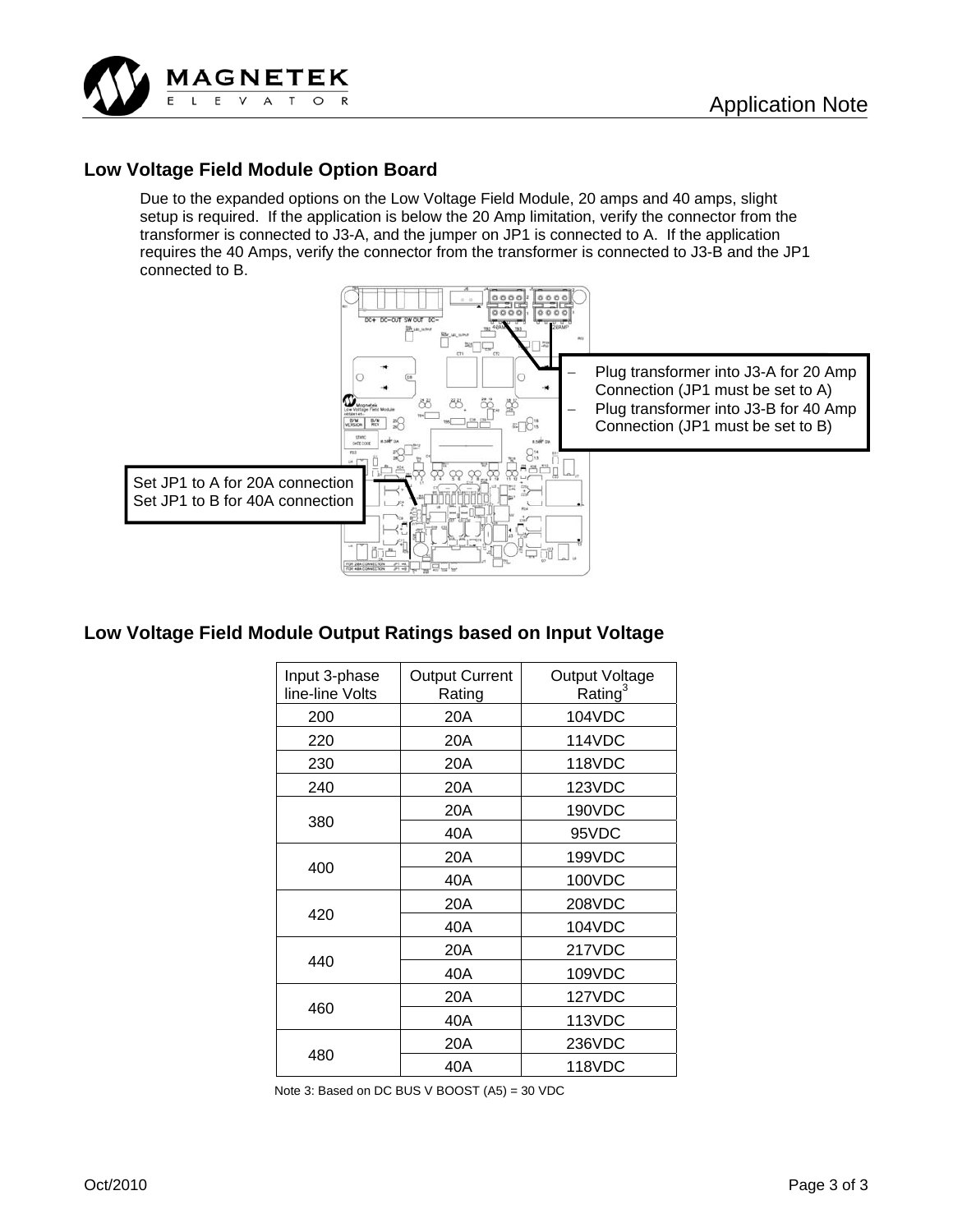## Low Voltage Field Module Option Board

Due to the expanded options on the Low Voltage Field Module, 20 amps and 40 amps, slight setup is required. If the application is below the 20 Amp limitation, verify the connector from the transformer is connected to J3-A, and the jumper on JP1 is connected to A. If the application requires the 40 Amps, verify the connector from the transformer is connected to J3-B and the JP1 connected to B.

- Plug transformer into J3-A for 20 Amp Connection (JP1 must be set to A)
- Plug transformer into J3-B for 40 Amp Connection (JP1 must be set to B)

Set JP1 to A for 20A connection
Set JP1 to B for 40A connection

## Low Voltage Field Module Output Ratings based on Input Voltage

| Input 3-phase line-line Volts | Output Current Rating | Output Voltage Rating[3] |
|---|---|---|
| 200 | 20A | 104VDC |
| 220 | 20A | 114VDC |
| 230 | 20A | 118VDC |
| 240 | 20A | 123VDC |
| 380 | 20A | 190VDC |
| | 40A | 95VDC |
| 400 | 20A | 199VDC |
| | 40A | 100VDC |
| 420 | 20A | 208VDC |
| | 40A | 104VDC |
| 440 | 20A | 217VDC |
| | 40A | 109VDC |
| 460 | 20A | 127VDC |
| | 40A | 113VDC |
| 480 | 20A | 236VDC |
| | 40A | 118VDC |

Note 3: Based on DC BUS V BOOST (A5) = 30 VDC